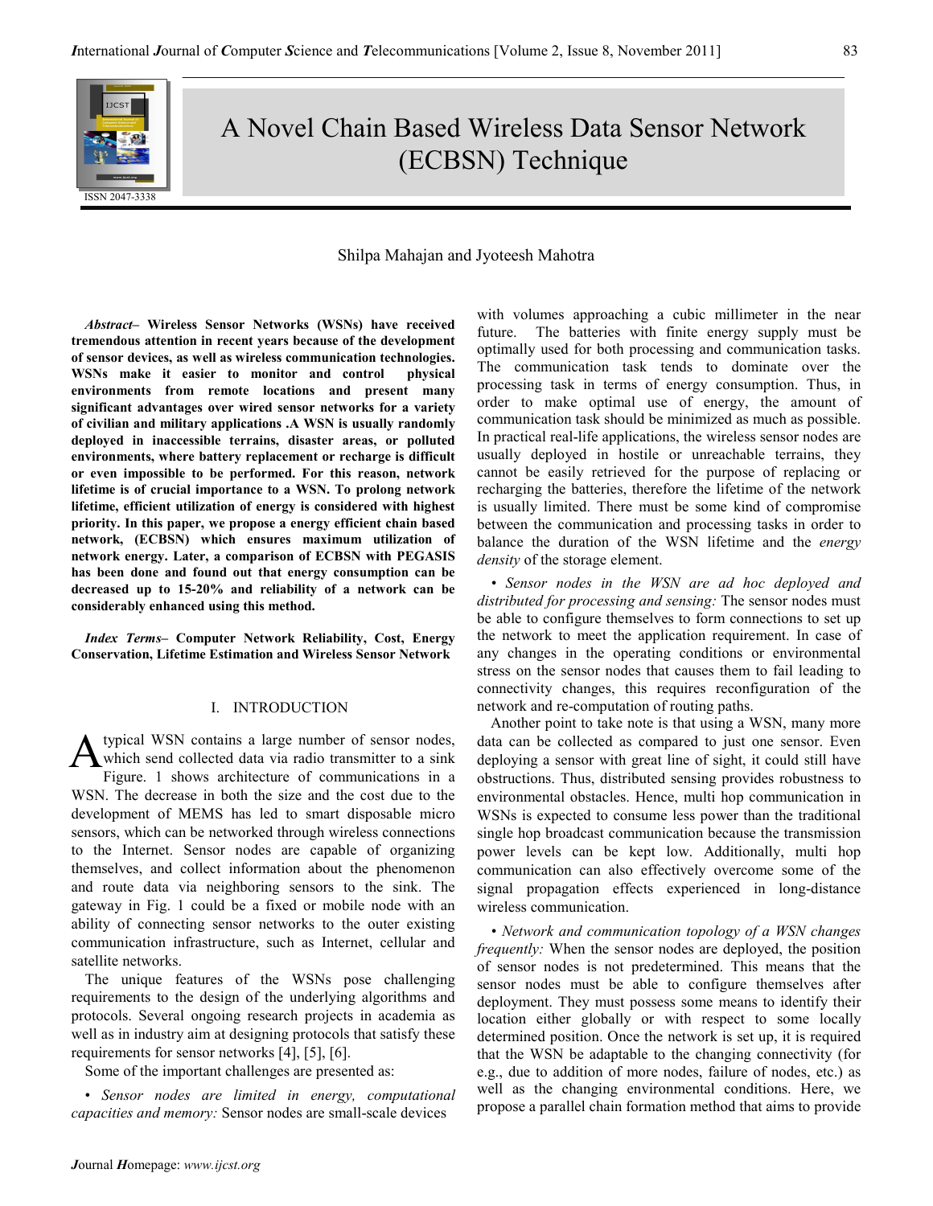# A Novel Chain Based Wireless Data Sensor Network (ECBSN) Technique

Shilpa Mahajan and Jyoteesh Mahotra

***Abstract*– Wireless Sensor Networks (WSNs) have received tremendous attention in recent years because of the development of sensor devices, as well as wireless communication technologies. WSNs make it easier to monitor and control physical environments from remote locations and present many significant advantages over wired sensor networks for a variety of civilian and military applications .A WSN is usually randomly deployed in inaccessible terrains, disaster areas, or polluted environments, where battery replacement or recharge is difficult or even impossible to be performed. For this reason, network lifetime is of crucial importance to a WSN. To prolong network lifetime, efficient utilization of energy is considered with highest priority. In this paper, we propose a energy efficient chain based network, (ECBSN) which ensures maximum utilization of network energy. Later, a comparison of ECBSN with PEGASIS has been done and found out that energy consumption can be decreased up to 15-20% and reliability of a network can be considerably enhanced using this method.**

***Index Terms*– Computer Network Reliability, Cost, Energy Conservation, Lifetime Estimation and Wireless Sensor Network**

## I. INTRODUCTION

A typical WSN contains a large number of sensor nodes, which send collected data via radio transmitter to a sink Figure. 1 shows architecture of communications in a WSN. The decrease in both the size and the cost due to the development of MEMS has led to smart disposable micro sensors, which can be networked through wireless connections to the Internet. Sensor nodes are capable of organizing themselves, and collect information about the phenomenon and route data via neighboring sensors to the sink. The gateway in Fig. 1 could be a fixed or mobile node with an ability of connecting sensor networks to the outer existing communication infrastructure, such as Internet, cellular and satellite networks.

The unique features of the WSNs pose challenging requirements to the design of the underlying algorithms and protocols. Several ongoing research projects in academia as well as in industry aim at designing protocols that satisfy these requirements for sensor networks [4], [5], [6].

Some of the important challenges are presented as:

• *Sensor nodes are limited in energy, computational capacities and memory:* Sensor nodes are small-scale devices with volumes approaching a cubic millimeter in the near future. The batteries with finite energy supply must be optimally used for both processing and communication tasks. The communication task tends to dominate over the processing task in terms of energy consumption. Thus, in order to make optimal use of energy, the amount of communication task should be minimized as much as possible. In practical real-life applications, the wireless sensor nodes are usually deployed in hostile or unreachable terrains, they cannot be easily retrieved for the purpose of replacing or recharging the batteries, therefore the lifetime of the network is usually limited. There must be some kind of compromise between the communication and processing tasks in order to balance the duration of the WSN lifetime and the *energy density* of the storage element.

• *Sensor nodes in the WSN are ad hoc deployed and distributed for processing and sensing:* The sensor nodes must be able to configure themselves to form connections to set up the network to meet the application requirement. In case of any changes in the operating conditions or environmental stress on the sensor nodes that causes them to fail leading to connectivity changes, this requires reconfiguration of the network and re-computation of routing paths.

Another point to take note is that using a WSN, many more data can be collected as compared to just one sensor. Even deploying a sensor with great line of sight, it could still have obstructions. Thus, distributed sensing provides robustness to environmental obstacles. Hence, multi hop communication in WSNs is expected to consume less power than the traditional single hop broadcast communication because the transmission power levels can be kept low. Additionally, multi hop communication can also effectively overcome some of the signal propagation effects experienced in long-distance wireless communication.

• *Network and communication topology of a WSN changes frequently:* When the sensor nodes are deployed, the position of sensor nodes is not predetermined. This means that the sensor nodes must be able to configure themselves after deployment. They must possess some means to identify their location either globally or with respect to some locally determined position. Once the network is set up, it is required that the WSN be adaptable to the changing connectivity (for e.g., due to addition of more nodes, failure of nodes, etc.) as well as the changing environmental conditions. Here, we propose a parallel chain formation method that aims to provide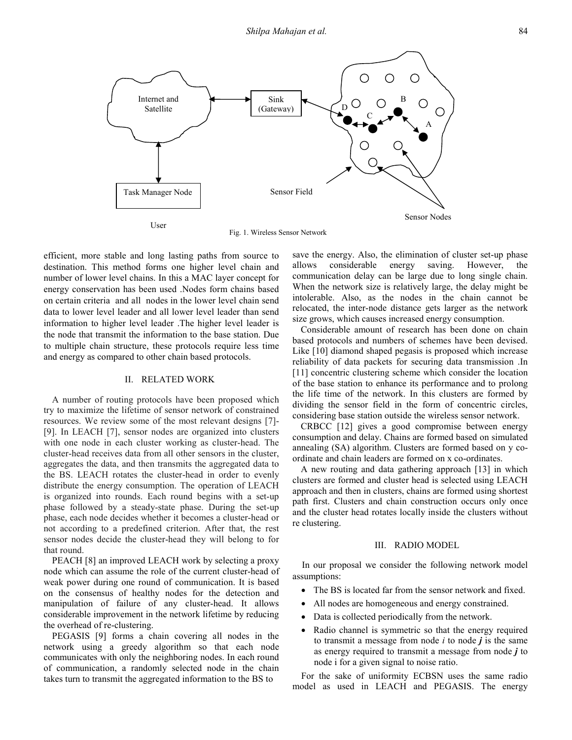Fig. 1. Wireless Sensor Network

efficient, more stable and long lasting paths from source to destination. This method forms one higher level chain and number of lower level chains. In this a MAC layer concept for energy conservation has been used .Nodes form chains based on certain criteria and all nodes in the lower level chain send data to lower level leader and all lower level leader than send information to higher level leader .The higher level leader is the node that transmit the information to the base station. Due to multiple chain structure, these protocols require less time and energy as compared to other chain based protocols.

## II. RELATED WORK

A number of routing protocols have been proposed which try to maximize the lifetime of sensor network of constrained resources. We review some of the most relevant designs [7]-[9]. In LEACH [7], sensor nodes are organized into clusters with one node in each cluster working as cluster-head. The cluster-head receives data from all other sensors in the cluster, aggregates the data, and then transmits the aggregated data to the BS. LEACH rotates the cluster-head in order to evenly distribute the energy consumption. The operation of LEACH is organized into rounds. Each round begins with a set-up phase followed by a steady-state phase. During the set-up phase, each node decides whether it becomes a cluster-head or not according to a predefined criterion. After that, the rest sensor nodes decide the cluster-head they will belong to for that round.

PEACH [8] an improved LEACH work by selecting a proxy node which can assume the role of the current cluster-head of weak power during one round of communication. It is based on the consensus of healthy nodes for the detection and manipulation of failure of any cluster-head. It allows considerable improvement in the network lifetime by reducing the overhead of re-clustering.

PEGASIS [9] forms a chain covering all nodes in the network using a greedy algorithm so that each node communicates with only the neighboring nodes. In each round of communication, a randomly selected node in the chain takes turn to transmit the aggregated information to the BS to save the energy. Also, the elimination of cluster set-up phase allows considerable energy saving. However, the communication delay can be large due to long single chain. When the network size is relatively large, the delay might be intolerable. Also, as the nodes in the chain cannot be relocated, the inter-node distance gets larger as the network size grows, which causes increased energy consumption.

Considerable amount of research has been done on chain based protocols and numbers of schemes have been devised. Like [10] diamond shaped pegasis is proposed which increase reliability of data packets for securing data transmission .In [11] concentric clustering scheme which consider the location of the base station to enhance its performance and to prolong the life time of the network. In this clusters are formed by dividing the sensor field in the form of concentric circles, considering base station outside the wireless sensor network.

CRBCC [12] gives a good compromise between energy consumption and delay. Chains are formed based on simulated annealing (SA) algorithm. Clusters are formed based on y co-ordinate and chain leaders are formed on x co-ordinates.

A new routing and data gathering approach [13] in which clusters are formed and cluster head is selected using LEACH approach and then in clusters, chains are formed using shortest path first. Clusters and chain construction occurs only once and the cluster head rotates locally inside the clusters without re clustering.

## III. RADIO MODEL

In our proposal we consider the following network model assumptions:

- The BS is located far from the sensor network and fixed.
- All nodes are homogeneous and energy constrained.
- Data is collected periodically from the network.
- Radio channel is symmetric so that the energy required to transmit a message from node $i$ to node $\boldsymbol{j}$ is the same as energy required to transmit a message from node $\boldsymbol{j}$ to node i for a given signal to noise ratio.

For the sake of uniformity ECBSN uses the same radio model as used in LEACH and PEGASIS. The energy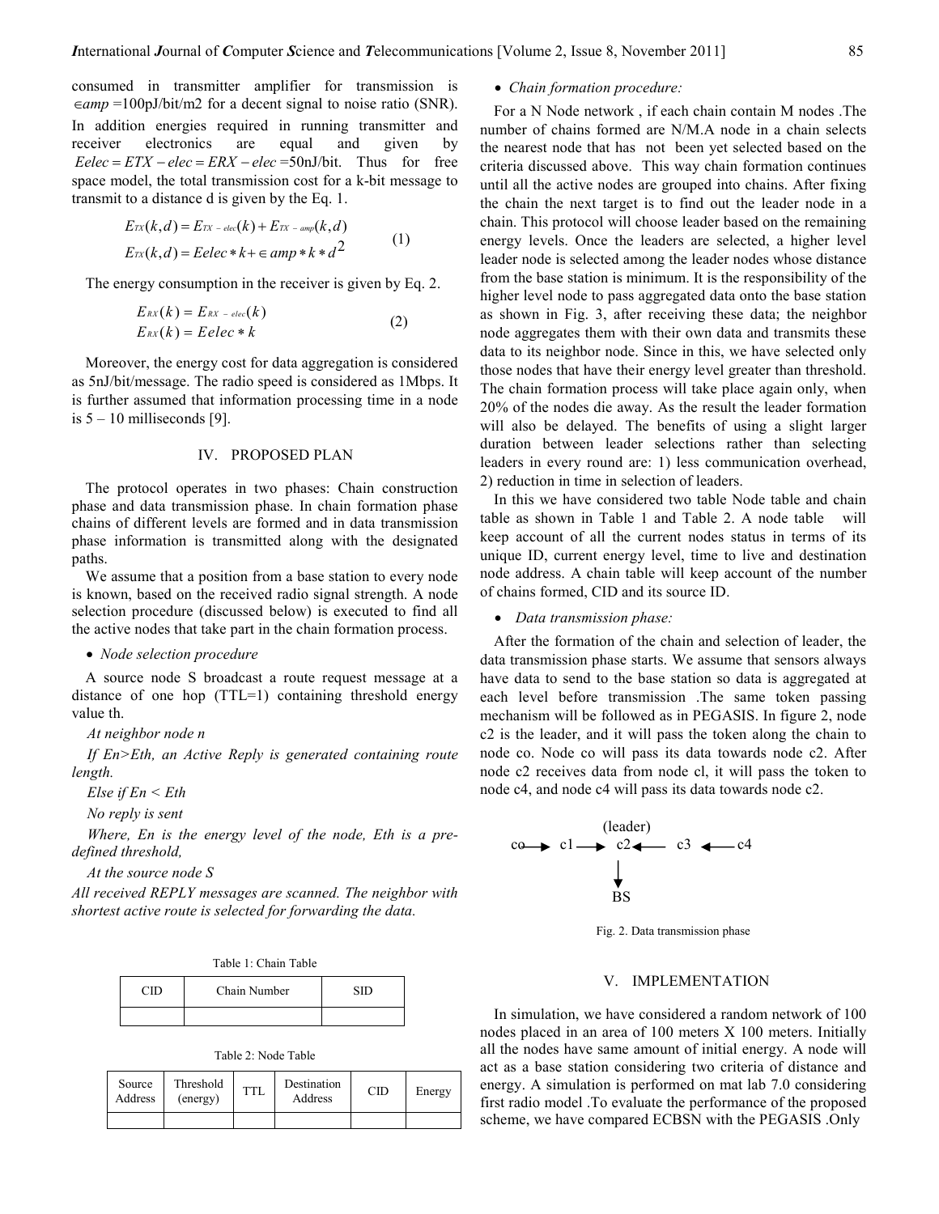consumed in transmitter amplifier for transmission is $\in amp$ =100pJ/bit/m2 for a decent signal to noise ratio (SNR). In addition energies required in running transmitter and receiver electronics are equal and given by $Eelec = ETX - elec = ERX - elec$ =50nJ/bit. Thus for free space model, the total transmission cost for a k-bit message to transmit to a distance d is given by the Eq. 1.

$$
\begin{aligned}
E_{TX}(k,d) &= E_{TX-elec}(k) + E_{TX-amp}(k,d) \\
E_{TX}(k,d) &= Eelec * k + \in amp * k * d^2
\end{aligned}
\tag{1}
$$

The energy consumption in the receiver is given by Eq. 2.

$$
\begin{aligned}
E_{RX}(k) &= E_{RX-elec}(k) \\
E_{RX}(k) &= Eelec * k
\end{aligned}
\tag{2}
$$

Moreover, the energy cost for data aggregation is considered as 5nJ/bit/message. The radio speed is considered as 1Mbps. It is further assumed that information processing time in a node is 5 – 10 milliseconds [9].

## IV. PROPOSED PLAN

The protocol operates in two phases: Chain construction phase and data transmission phase. In chain formation phase chains of different levels are formed and in data transmission phase information is transmitted along with the designated paths.

We assume that a position from a base station to every node is known, based on the received radio signal strength. A node selection procedure (discussed below) is executed to find all the active nodes that take part in the chain formation process.

- *Node selection procedure*

A source node S broadcast a route request message at a distance of one hop (TTL=1) containing threshold energy value th.

*At neighbor node n*

*If En>Eth, an Active Reply is generated containing route length.*

*Else if En < Eth*

*No reply is sent*

*Where, En is the energy level of the node, Eth is a pre-defined threshold,*

*At the source node S*

*All received REPLY messages are scanned. The neighbor with shortest active route is selected for forwarding the data.*

Table 1: Chain Table

| CID | Chain Number | SID |
|---|---|---|
| | | |

Table 2: Node Table

| Source Address | Threshold (energy) | TTL | Destination Address | CID | Energy |
|---|---|---|---|---|---|
| | | | | | |

- *Chain formation procedure:*

For a N Node network , if each chain contain M nodes .The number of chains formed are N/M.A node in a chain selects the nearest node that has not been yet selected based on the criteria discussed above. This way chain formation continues until all the active nodes are grouped into chains. After fixing the chain the next target is to find out the leader node in a chain. This protocol will choose leader based on the remaining energy levels. Once the leaders are selected, a higher level leader node is selected among the leader nodes whose distance from the base station is minimum. It is the responsibility of the higher level node to pass aggregated data onto the base station as shown in Fig. 3, after receiving these data; the neighbor node aggregates them with their own data and transmits these data to its neighbor node. Since in this, we have selected only those nodes that have their energy level greater than threshold. The chain formation process will take place again only, when 20% of the nodes die away. As the result the leader formation will also be delayed. The benefits of using a slight larger duration between leader selections rather than selecting leaders in every round are: 1) less communication overhead, 2) reduction in time in selection of leaders.

In this we have considered two table Node table and chain table as shown in Table 1 and Table 2. A node table will keep account of all the current nodes status in terms of its unique ID, current energy level, time to live and destination node address. A chain table will keep account of the number of chains formed, CID and its source ID.

- *Data transmission phase:*

After the formation of the chain and selection of leader, the data transmission phase starts. We assume that sensors always have data to send to the base station so data is aggregated at each level before transmission .The same token passing mechanism will be followed as in PEGASIS. In figure 2, node c2 is the leader, and it will pass the token along the chain to node co. Node co will pass its data towards node c2. After node c2 receives data from node cl, it will pass the token to node c4, and node c4 will pass its data towards node c2.

```
            (leader)
co ──▶ c1 ──▶ c2 ◀── c3 ◀── c4
               │
               ▼
               BS
```

Fig. 2. Data transmission phase

## V. IMPLEMENTATION

In simulation, we have considered a random network of 100 nodes placed in an area of 100 meters X 100 meters. Initially all the nodes have same amount of initial energy. A node will act as a base station considering two criteria of distance and energy. A simulation is performed on mat lab 7.0 considering first radio model .To evaluate the performance of the proposed scheme, we have compared ECBSN with the PEGASIS .Only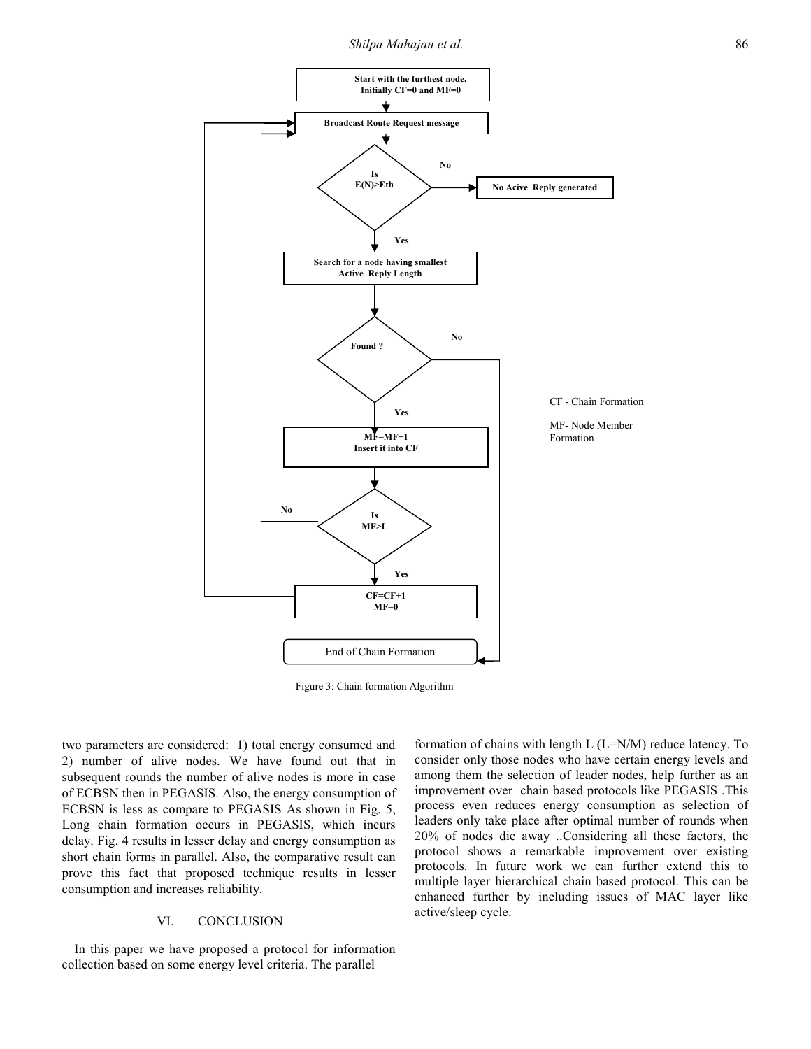Start with the furthest node. Initially CF=0 and MF=0

Broadcast Route Request message

Is E(N)>Eth

No → No Acive_Reply generated

Yes → Search for a node having smallest Active_Reply Length

Found ?

No → End of Chain Formation

Yes → MF=MF+1 Insert it into CF

Is MF>L

No → Broadcast Route Request message

Yes → CF=CF+1 MF=0 → Broadcast Route Request message

End of Chain Formation

CF - Chain Formation

MF- Node Member Formation

Figure 3: Chain formation Algorithm

two parameters are considered: 1) total energy consumed and 2) number of alive nodes. We have found out that in subsequent rounds the number of alive nodes is more in case of ECBSN then in PEGASIS. Also, the energy consumption of ECBSN is less as compare to PEGASIS As shown in Fig. 5, Long chain formation occurs in PEGASIS, which incurs delay. Fig. 4 results in lesser delay and energy consumption as short chain forms in parallel. Also, the comparative result can prove this fact that proposed technique results in lesser consumption and increases reliability.

## VI. CONCLUSION

In this paper we have proposed a protocol for information collection based on some energy level criteria. The parallel formation of chains with length L (L=N/M) reduce latency. To consider only those nodes who have certain energy levels and among them the selection of leader nodes, help further as an improvement over chain based protocols like PEGASIS .This process even reduces energy consumption as selection of leaders only take place after optimal number of rounds when 20% of nodes die away ..Considering all these factors, the protocol shows a remarkable improvement over existing protocols. In future work we can further extend this to multiple layer hierarchical chain based protocol. This can be enhanced further by including issues of MAC layer like active/sleep cycle.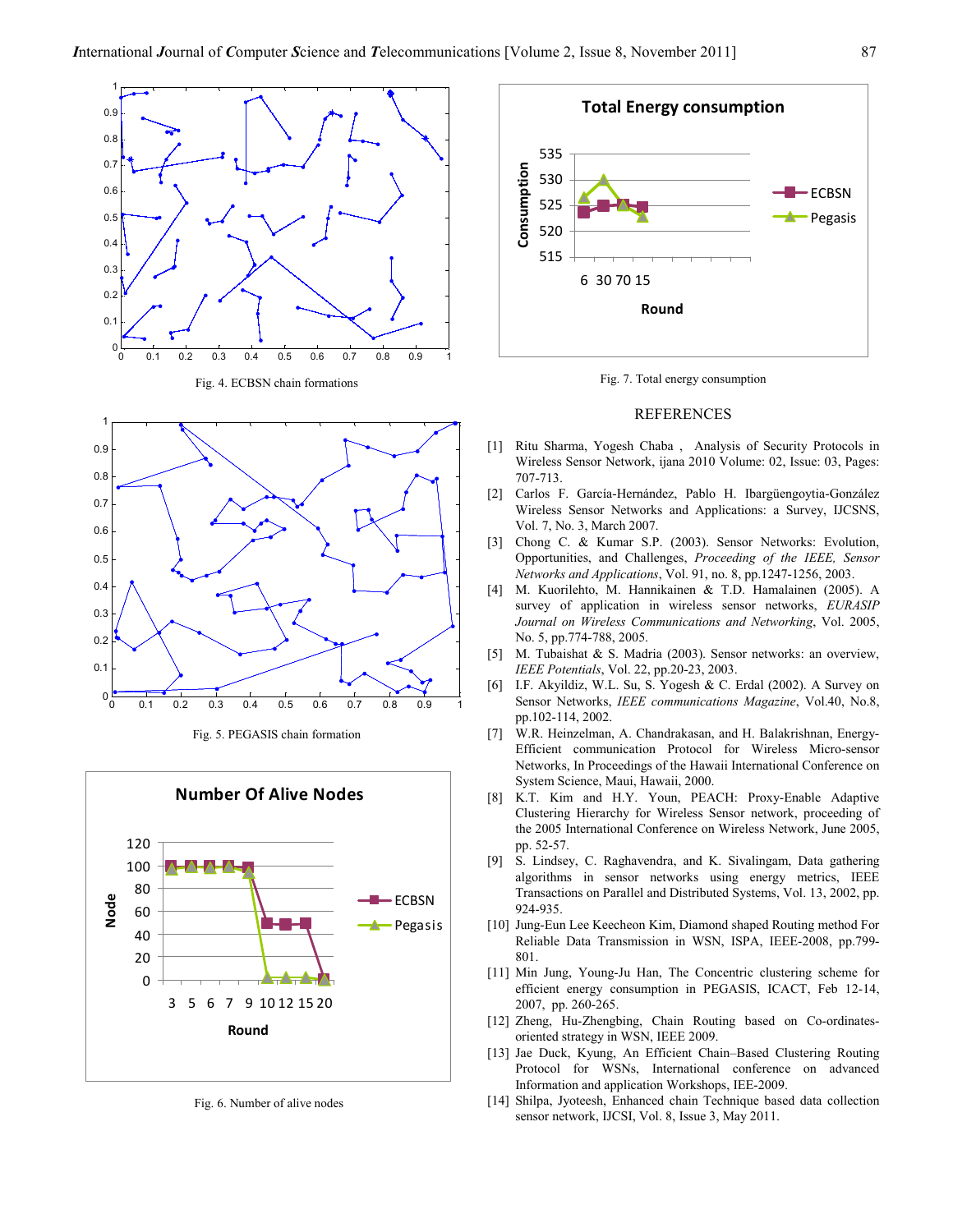0 0.1 0.2 0.3 0.4 0.5 0.6 0.7 0.8 0.9 1

Fig. 4. ECBSN chain formations

0 0.1 0.2 0.3 0.4 0.5 0.6 0.7 0.8 0.9 1

Fig. 5. PEGASIS chain formation

Number Of Alive Nodes

120
100
80
60
40
20
0

Node

3 5 6 7 9 10 12 15 20

Round

ECBSN
Pegasis

Fig. 6. Number of alive nodes

Total Energy consumption

535
530
525
520
515

Consumption

6 30 70 15

Round

ECBSN
Pegasis

Fig. 7. Total energy consumption

## REFERENCES

[1] Ritu Sharma, Yogesh Chaba , Analysis of Security Protocols in Wireless Sensor Network, ijana 2010 Volume: 02, Issue: 03, Pages: 707-713.

[2] Carlos F. García-Hernández, Pablo H. Ibargüengoytia-González Wireless Sensor Networks and Applications: a Survey, IJCSNS, Vol. 7, No. 3, March 2007.

[3] Chong C. & Kumar S.P. (2003). Sensor Networks: Evolution, Opportunities, and Challenges, *Proceeding of the IEEE, Sensor Networks and Applications*, Vol. 91, no. 8, pp.1247-1256, 2003.

[4] M. Kuorilehto, M. Hannikainen & T.D. Hamalainen (2005). A survey of application in wireless sensor networks, *EURASIP Journal on Wireless Communications and Networking*, Vol. 2005, No. 5, pp.774-788, 2005.

[5] M. Tubaishat & S. Madria (2003). Sensor networks: an overview, *IEEE Potentials*, Vol. 22, pp.20-23, 2003.

[6] I.F. Akyildiz, W.L. Su, S. Yogesh & C. Erdal (2002). A Survey on Sensor Networks, *IEEE communications Magazine*, Vol.40, No.8, pp.102-114, 2002.

[7] W.R. Heinzelman, A. Chandrakasan, and H. Balakrishnan, Energy-Efficient communication Protocol for Wireless Micro-sensor Networks, In Proceedings of the Hawaii International Conference on System Science, Maui, Hawaii, 2000.

[8] K.T. Kim and H.Y. Youn, PEACH: Proxy-Enable Adaptive Clustering Hierarchy for Wireless Sensor network, proceeding of the 2005 International Conference on Wireless Network, June 2005, pp. 52-57.

[9] S. Lindsey, C. Raghavendra, and K. Sivalingam, Data gathering algorithms in sensor networks using energy metrics, IEEE Transactions on Parallel and Distributed Systems, Vol. 13, 2002, pp. 924-935.

[10] Jung-Eun Lee Keecheon Kim, Diamond shaped Routing method For Reliable Data Transmission in WSN, ISPA, IEEE-2008, pp.799-801.

[11] Min Jung, Young-Ju Han, The Concentric clustering scheme for efficient energy consumption in PEGASIS, ICACT, Feb 12-14, 2007, pp. 260-265.

[12] Zheng, Hu-Zhengbing, Chain Routing based on Co-ordinates-oriented strategy in WSN, IEEE 2009.

[13] Jae Duck, Kyung, An Efficient Chain–Based Clustering Routing Protocol for WSNs, International conference on advanced Information and application Workshops, IEE-2009.

[14] Shilpa, Jyoteesh, Enhanced chain Technique based data collection sensor network, IJCSI, Vol. 8, Issue 3, May 2011.